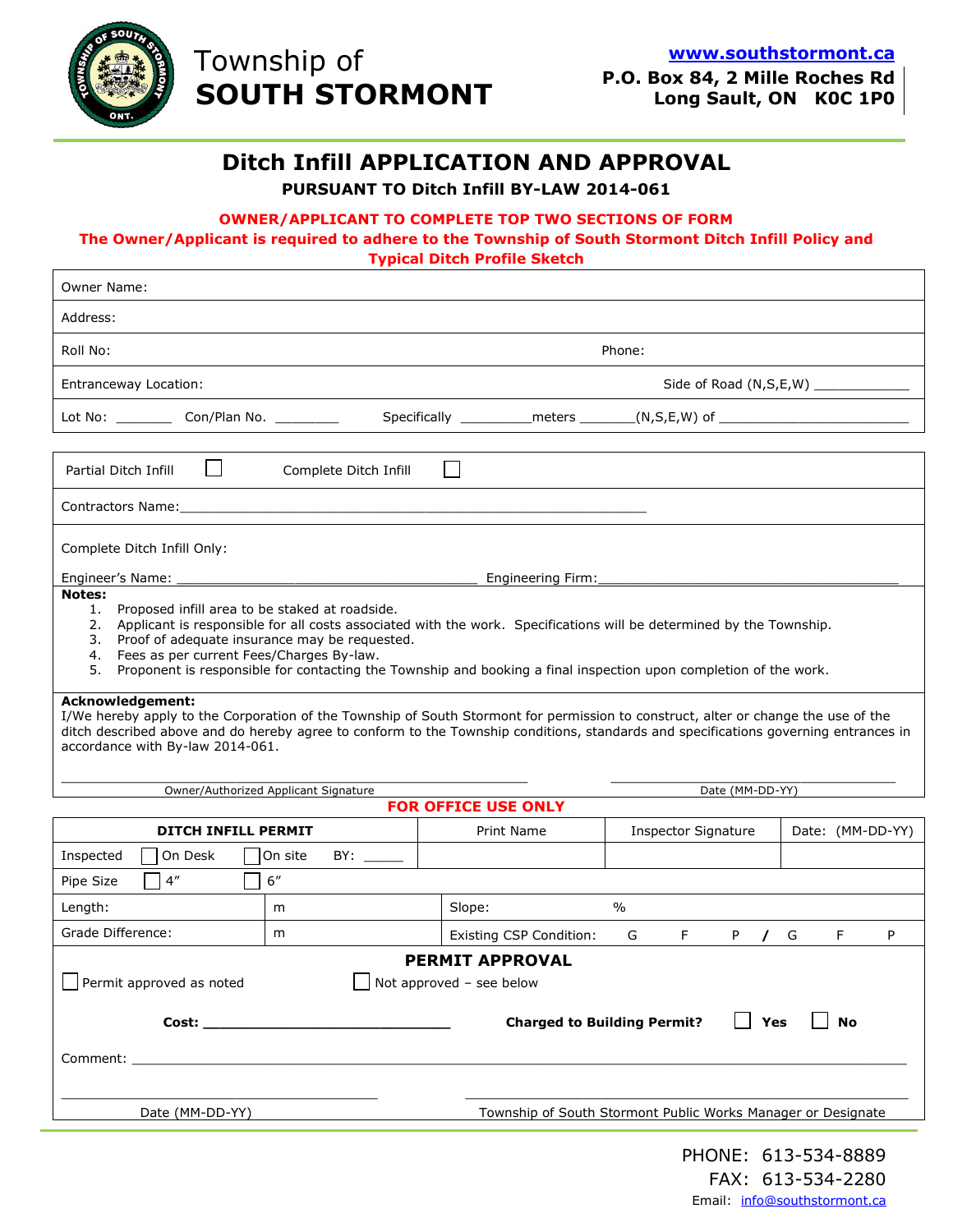Township of
**SOUTH STORMONT**

www.southstormont.ca
**P.O. Box 84, 2 Mille Roches Rd**
**Long Sault, ON K0C 1P0**

# Ditch Infill APPLICATION AND APPROVAL

**PURSUANT TO Ditch Infill BY-LAW 2014-061**

**OWNER/APPLICANT TO COMPLETE TOP TWO SECTIONS OF FORM**
**The Owner/Applicant is required to adhere to the Township of South Stormont Ditch Infill Policy and Typical Ditch Profile Sketch**

| | |
|---|---|
| Owner Name: | |
| Address: | |
| Roll No: | Phone: |
| Entranceway Location: | Side of Road (N,S,E,W) ____________ |
| Lot No: _______ Con/Plan No. ________ | Specifically _________meters _______(N,S,E,W) of ________________________ |

| | |
|---|---|
| Partial Ditch Infill ☐ | Complete Ditch Infill ☐ |
| Contractors Name:____________________________________________________________ | |
| Complete Ditch Infill Only: Engineer's Name: _______________________________________ | Engineering Firm:_______________________________________ |

**Notes:**
1. Proposed infill area to be staked at roadside.
2. Applicant is responsible for all costs associated with the work. Specifications will be determined by the Township.
3. Proof of adequate insurance may be requested.
4. Fees as per current Fees/Charges By-law.
5. Proponent is responsible for contacting the Township and booking a final inspection upon completion of the work.

**Acknowledgement:**
I/We hereby apply to the Corporation of the Township of South Stormont for permission to construct, alter or change the use of the ditch described above and do hereby agree to conform to the Township conditions, standards and specifications governing entrances in accordance with By-law 2014-061.

_______________________________________________ Owner/Authorized Applicant Signature

_______________________________ Date (MM-DD-YY)

**FOR OFFICE USE ONLY**

| **DITCH INFILL PERMIT** | | Print Name | Inspector Signature | Date: (MM-DD-YY) |
|---|---|---|---|---|
| Inspected ☐ On Desk ☐ On site BY: ______ | | | | |
| Pipe Size ☐ 4″ ☐ 6″ | | | | |
| Length: | m | Slope: % | | |
| Grade Difference: | m | Existing CSP Condition: G F P / G F P | | |

**PERMIT APPROVAL**

☐ Permit approved as noted ☐ Not approved – see below

**Cost:** ______________________________ **Charged to Building Permit?** ☐ **Yes** ☐ **No**

Comment: ____________________________________________________________________________________

________________________________________ Date (MM-DD-YY)

________________________________________________________ Township of South Stormont Public Works Manager or Designate

PHONE: 613-534-8889
FAX: 613-534-2280
Email: info@southstormont.ca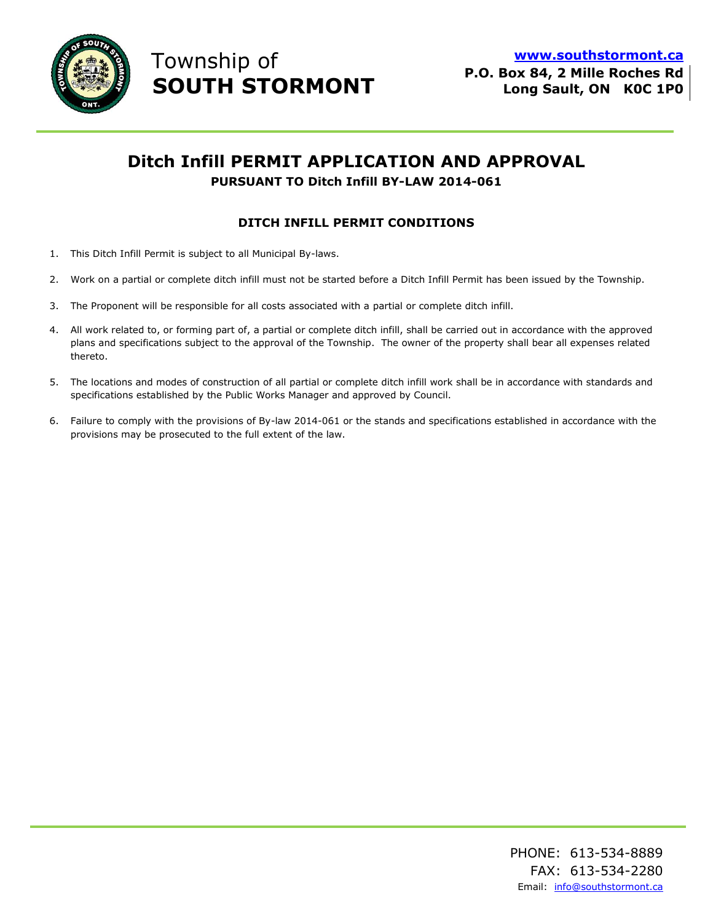Township of

**SOUTH STORMONT**

**www.southstormont.ca**
**P.O. Box 84, 2 Mille Roches Rd**
**Long Sault, ON K0C 1P0**

# Ditch Infill PERMIT APPLICATION AND APPROVAL

**PURSUANT TO Ditch Infill BY-LAW 2014-061**

## DITCH INFILL PERMIT CONDITIONS

1. This Ditch Infill Permit is subject to all Municipal By-laws.

2. Work on a partial or complete ditch infill must not be started before a Ditch Infill Permit has been issued by the Township.

3. The Proponent will be responsible for all costs associated with a partial or complete ditch infill.

4. All work related to, or forming part of, a partial or complete ditch infill, shall be carried out in accordance with the approved plans and specifications subject to the approval of the Township. The owner of the property shall bear all expenses related thereto.

5. The locations and modes of construction of all partial or complete ditch infill work shall be in accordance with standards and specifications established by the Public Works Manager and approved by Council.

6. Failure to comply with the provisions of By-law 2014-061 or the stands and specifications established in accordance with the provisions may be prosecuted to the full extent of the law.

PHONE: 613-534-8889
FAX: 613-534-2280
Email: info@southstormont.ca